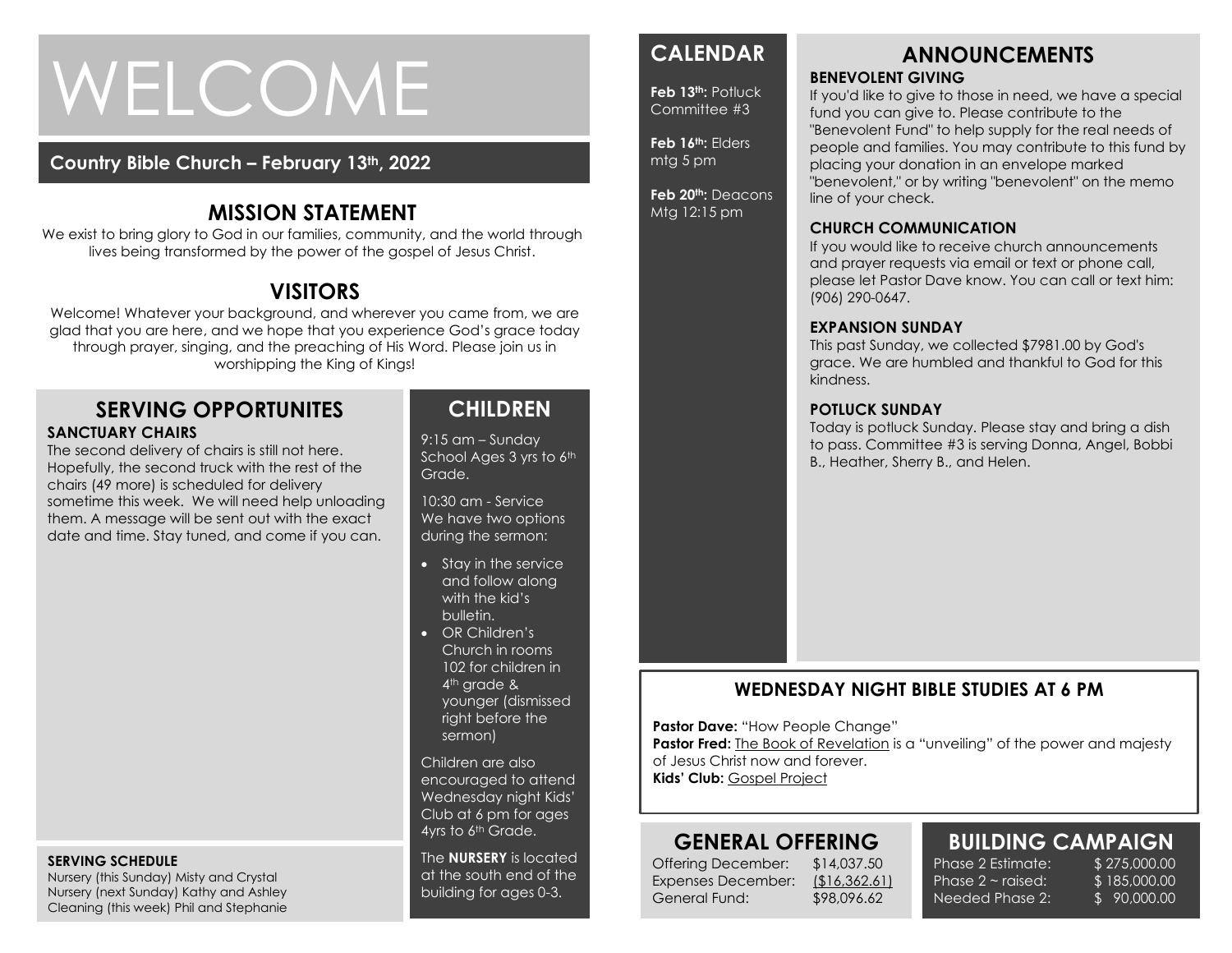# WELCOME

**Country Bible Church – February 13th, 2022**

## MISSION STATEMENT

We exist to bring glory to God in our families, community, and the world through lives being transformed by the power of the gospel of Jesus Christ.

## VISITORS

Welcome! Whatever your background, and wherever you came from, we are glad that you are here, and we hope that you experience God's grace today through prayer, singing, and the preaching of His Word. Please join us in worshipping the King of Kings!

## SERVING OPPORTUNITES

### SANCTUARY CHAIRS

The second delivery of chairs is still not here. Hopefully, the second truck with the rest of the chairs (49 more) is scheduled for delivery sometime this week. We will need help unloading them. A message will be sent out with the exact date and time. Stay tuned, and come if you can.

### SERVING SCHEDULE

Nursery (this Sunday) Misty and Crystal
Nursery (next Sunday) Kathy and Ashley
Cleaning (this week) Phil and Stephanie

## CHILDREN

9:15 am – Sunday School Ages 3 yrs to 6th Grade.

10:30 am - Service
We have two options during the sermon:

- Stay in the service and follow along with the kid's bulletin.
- OR Children's Church in rooms 102 for children in 4th grade & younger (dismissed right before the sermon)

Children are also encouraged to attend Wednesday night Kids' Club at 6 pm for ages 4yrs to 6th Grade.

The **NURSERY** is located at the south end of the building for ages 0-3.

## CALENDAR

**Feb 13th:** Potluck Committee #3

**Feb 16th:** Elders mtg 5 pm

**Feb 20th:** Deacons Mtg 12:15 pm

## ANNOUNCEMENTS

### BENEVOLENT GIVING

If you'd like to give to those in need, we have a special fund you can give to. Please contribute to the "Benevolent Fund" to help supply for the real needs of people and families. You may contribute to this fund by placing your donation in an envelope marked "benevolent," or by writing "benevolent" on the memo line of your check.

### CHURCH COMMUNICATION

If you would like to receive church announcements and prayer requests via email or text or phone call, please let Pastor Dave know. You can call or text him: (906) 290-0647.

### EXPANSION SUNDAY

This past Sunday, we collected $7981.00 by God's grace. We are humbled and thankful to God for this kindness.

### POTLUCK SUNDAY

Today is potluck Sunday. Please stay and bring a dish to pass. Committee #3 is serving Donna, Angel, Bobbi B., Heather, Sherry B., and Helen.

## WEDNESDAY NIGHT BIBLE STUDIES AT 6 PM

**Pastor Dave:** "How People Change"
**Pastor Fred:** The Book of Revelation is a "unveiling" of the power and majesty of Jesus Christ now and forever.
**Kids' Club:** Gospel Project

## GENERAL OFFERING

| | |
|---|---|
| Offering December: | $14,037.50 |
| Expenses December: | ($16,362.61) |
| General Fund: | $98,096.62 |

## BUILDING CAMPAIGN

| | |
|---|---|
| Phase 2 Estimate: | $ 275,000.00 |
| Phase 2 ~ raised: | $ 185,000.00 |
| Needed Phase 2: | $ 90,000.00 |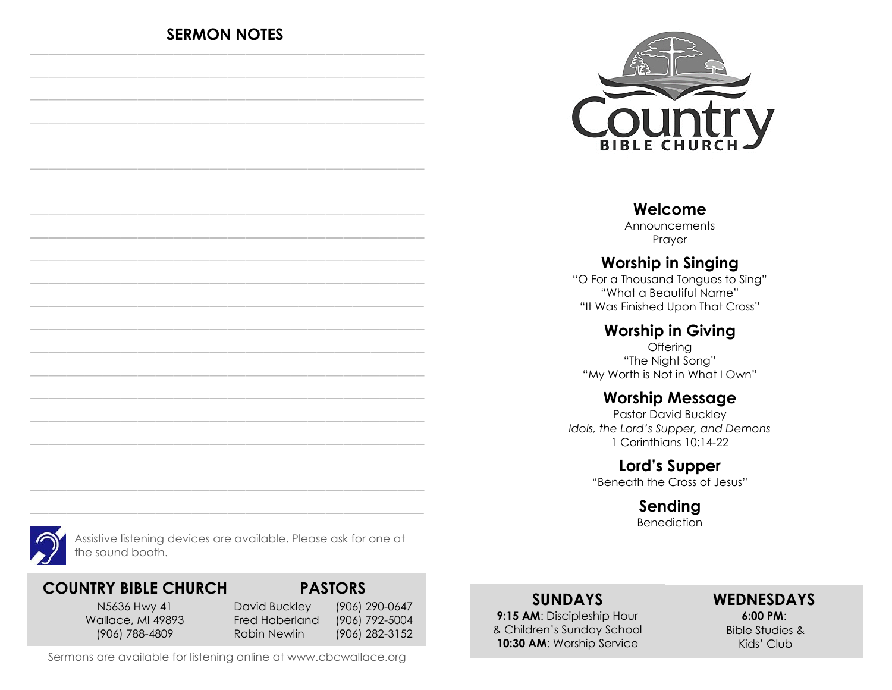## SERMON NOTES

Assistive listening devices are available. Please ask for one at the sound booth.

### COUNTRY BIBLE CHURCH

N5636 Hwy 41
Wallace, MI 49893
(906) 788-4809

### PASTORS

| | |
|---|---|
| David Buckley | (906) 290-0647 |
| Fred Haberland | (906) 792-5004 |
| Robin Newlin | (906) 282-3152 |

Sermons are available for listening online at www.cbcwallace.org

# Country BIBLE CHURCH

## Welcome

Announcements
Prayer

## Worship in Singing

"O For a Thousand Tongues to Sing"
"What a Beautiful Name"
"It Was Finished Upon That Cross"

## Worship in Giving

Offering
"The Night Song"
"My Worth is Not in What I Own"

## Worship Message

Pastor David Buckley
*Idols, the Lord's Supper, and Demons*
1 Corinthians 10:14-22

## Lord's Supper

"Beneath the Cross of Jesus"

## Sending

Benediction

### SUNDAYS

**9:15 AM**: Discipleship Hour & Children's Sunday School
**10:30 AM**: Worship Service

### WEDNESDAYS

**6:00 PM**:
Bible Studies & Kids' Club